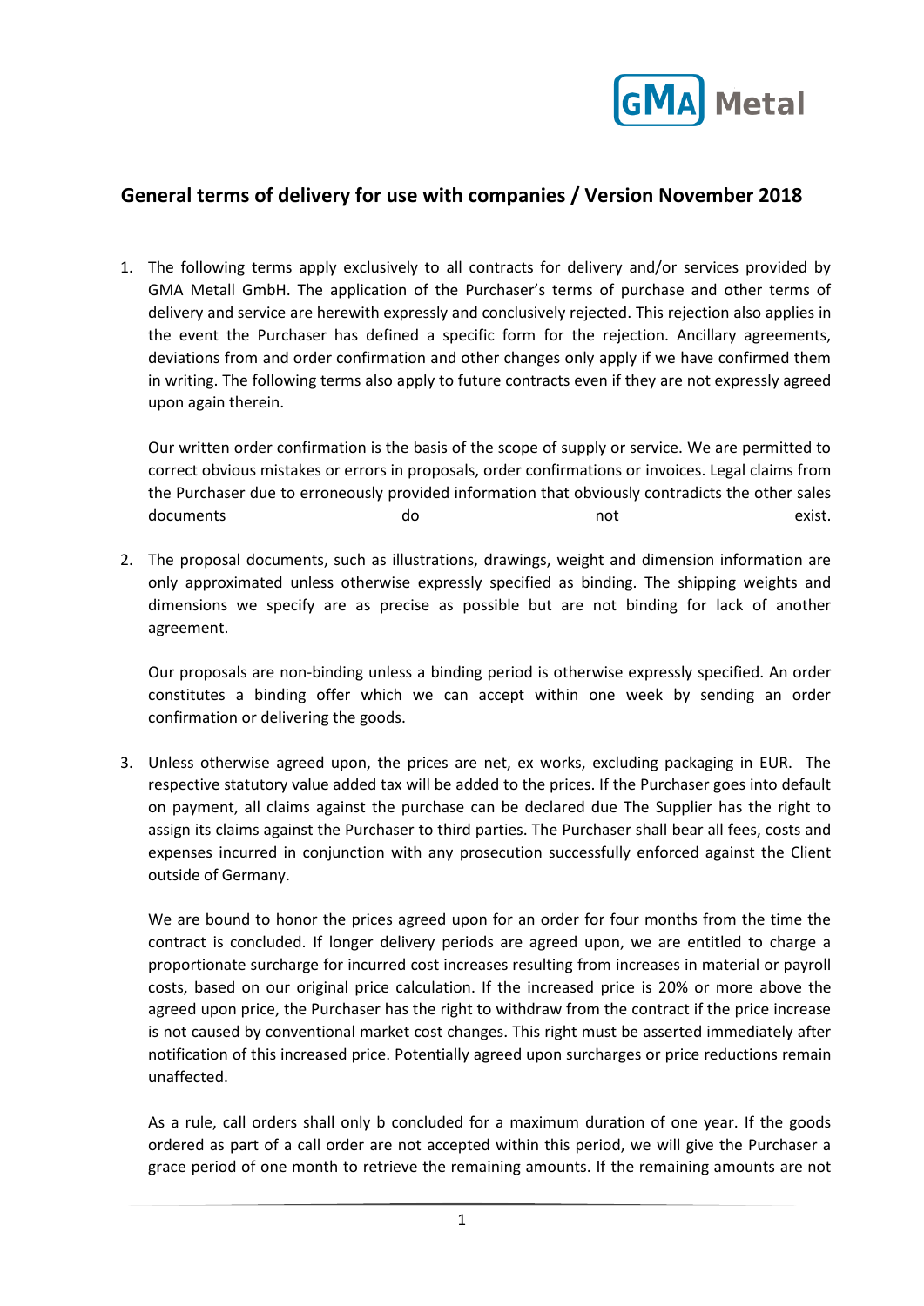## General terms of delivery for use with companies / Version November 2018

1. The following terms apply exclusively to all contracts for delivery and/or services provided by GMA Metall GmbH. The application of the Purchaser's terms of purchase and other terms of delivery and service are herewith expressly and conclusively rejected. This rejection also applies in the event the Purchaser has defined a specific form for the rejection. Ancillary agreements, deviations from and order confirmation and other changes only apply if we have confirmed them in writing. The following terms also apply to future contracts even if they are not expressly agreed upon again therein.

   Our written order confirmation is the basis of the scope of supply or service. We are permitted to correct obvious mistakes or errors in proposals, order confirmations or invoices. Legal claims from the Purchaser due to erroneously provided information that obviously contradicts the other sales documents do not exist.

2. The proposal documents, such as illustrations, drawings, weight and dimension information are only approximated unless otherwise expressly specified as binding. The shipping weights and dimensions we specify are as precise as possible but are not binding for lack of another agreement.

   Our proposals are non-binding unless a binding period is otherwise expressly specified. An order constitutes a binding offer which we can accept within one week by sending an order confirmation or delivering the goods.

3. Unless otherwise agreed upon, the prices are net, ex works, excluding packaging in EUR. The respective statutory value added tax will be added to the prices. If the Purchaser goes into default on payment, all claims against the purchase can be declared due The Supplier has the right to assign its claims against the Purchaser to third parties. The Purchaser shall bear all fees, costs and expenses incurred in conjunction with any prosecution successfully enforced against the Client outside of Germany.

   We are bound to honor the prices agreed upon for an order for four months from the time the contract is concluded. If longer delivery periods are agreed upon, we are entitled to charge a proportionate surcharge for incurred cost increases resulting from increases in material or payroll costs, based on our original price calculation. If the increased price is 20% or more above the agreed upon price, the Purchaser has the right to withdraw from the contract if the price increase is not caused by conventional market cost changes. This right must be asserted immediately after notification of this increased price. Potentially agreed upon surcharges or price reductions remain unaffected.

   As a rule, call orders shall only b concluded for a maximum duration of one year. If the goods ordered as part of a call order are not accepted within this period, we will give the Purchaser a grace period of one month to retrieve the remaining amounts. If the remaining amounts are not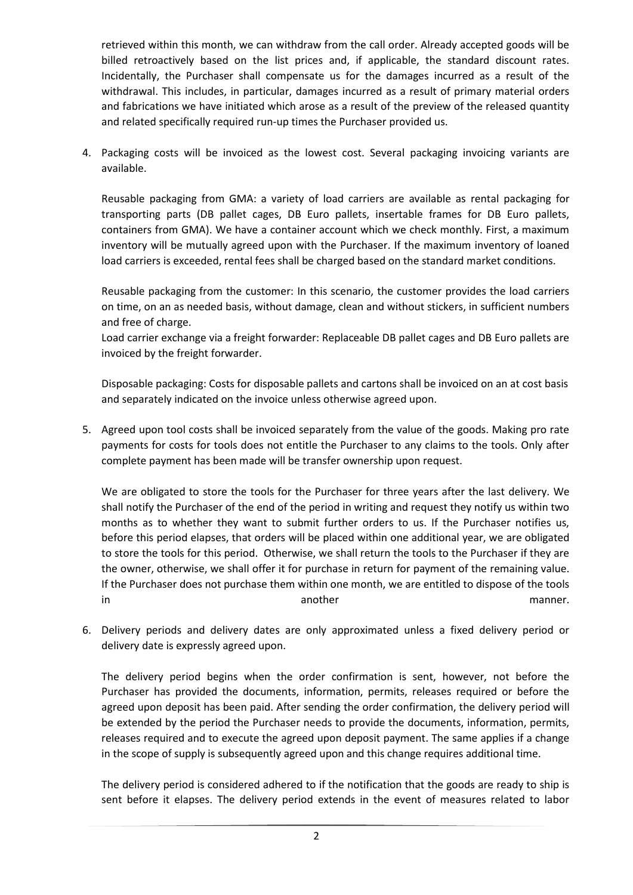retrieved within this month, we can withdraw from the call order. Already accepted goods will be billed retroactively based on the list prices and, if applicable, the standard discount rates. Incidentally, the Purchaser shall compensate us for the damages incurred as a result of the withdrawal. This includes, in particular, damages incurred as a result of primary material orders and fabrications we have initiated which arose as a result of the preview of the released quantity and related specifically required run-up times the Purchaser provided us.

4. Packaging costs will be invoiced as the lowest cost. Several packaging invoicing variants are available.

   Reusable packaging from GMA: a variety of load carriers are available as rental packaging for transporting parts (DB pallet cages, DB Euro pallets, insertable frames for DB Euro pallets, containers from GMA). We have a container account which we check monthly. First, a maximum inventory will be mutually agreed upon with the Purchaser. If the maximum inventory of loaned load carriers is exceeded, rental fees shall be charged based on the standard market conditions.

   Reusable packaging from the customer: In this scenario, the customer provides the load carriers on time, on an as needed basis, without damage, clean and without stickers, in sufficient numbers and free of charge.
   Load carrier exchange via a freight forwarder: Replaceable DB pallet cages and DB Euro pallets are invoiced by the freight forwarder.

   Disposable packaging: Costs for disposable pallets and cartons shall be invoiced on an at cost basis and separately indicated on the invoice unless otherwise agreed upon.

5. Agreed upon tool costs shall be invoiced separately from the value of the goods. Making pro rate payments for costs for tools does not entitle the Purchaser to any claims to the tools. Only after complete payment has been made will be transfer ownership upon request.

   We are obligated to store the tools for the Purchaser for three years after the last delivery. We shall notify the Purchaser of the end of the period in writing and request they notify us within two months as to whether they want to submit further orders to us. If the Purchaser notifies us, before this period elapses, that orders will be placed within one additional year, we are obligated to store the tools for this period. Otherwise, we shall return the tools to the Purchaser if they are the owner, otherwise, we shall offer it for purchase in return for payment of the remaining value. If the Purchaser does not purchase them within one month, we are entitled to dispose of the tools in another manner.

6. Delivery periods and delivery dates are only approximated unless a fixed delivery period or delivery date is expressly agreed upon.

   The delivery period begins when the order confirmation is sent, however, not before the Purchaser has provided the documents, information, permits, releases required or before the agreed upon deposit has been paid. After sending the order confirmation, the delivery period will be extended by the period the Purchaser needs to provide the documents, information, permits, releases required and to execute the agreed upon deposit payment. The same applies if a change in the scope of supply is subsequently agreed upon and this change requires additional time.

   The delivery period is considered adhered to if the notification that the goods are ready to ship is sent before it elapses. The delivery period extends in the event of measures related to labor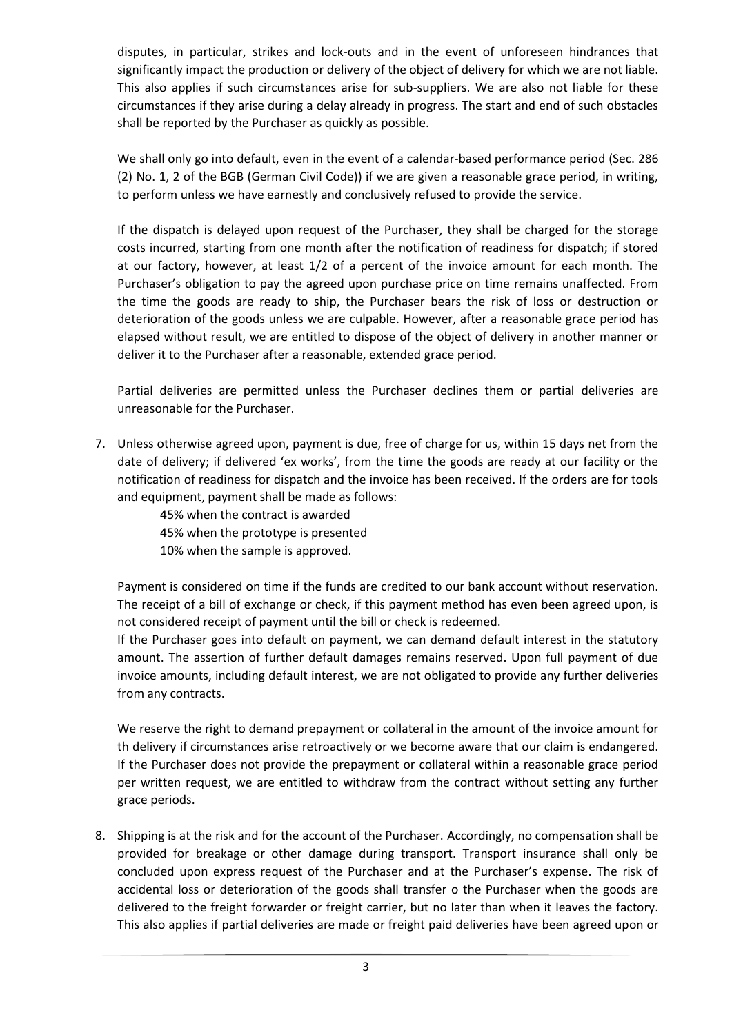disputes, in particular, strikes and lock-outs and in the event of unforeseen hindrances that significantly impact the production or delivery of the object of delivery for which we are not liable. This also applies if such circumstances arise for sub-suppliers. We are also not liable for these circumstances if they arise during a delay already in progress. The start and end of such obstacles shall be reported by the Purchaser as quickly as possible.

We shall only go into default, even in the event of a calendar-based performance period (Sec. 286 (2) No. 1, 2 of the BGB (German Civil Code)) if we are given a reasonable grace period, in writing, to perform unless we have earnestly and conclusively refused to provide the service.

If the dispatch is delayed upon request of the Purchaser, they shall be charged for the storage costs incurred, starting from one month after the notification of readiness for dispatch; if stored at our factory, however, at least 1/2 of a percent of the invoice amount for each month. The Purchaser's obligation to pay the agreed upon purchase price on time remains unaffected. From the time the goods are ready to ship, the Purchaser bears the risk of loss or destruction or deterioration of the goods unless we are culpable. However, after a reasonable grace period has elapsed without result, we are entitled to dispose of the object of delivery in another manner or deliver it to the Purchaser after a reasonable, extended grace period.

Partial deliveries are permitted unless the Purchaser declines them or partial deliveries are unreasonable for the Purchaser.

7. Unless otherwise agreed upon, payment is due, free of charge for us, within 15 days net from the date of delivery; if delivered 'ex works', from the time the goods are ready at our facility or the notification of readiness for dispatch and the invoice has been received. If the orders are for tools and equipment, payment shall be made as follows:

   45% when the contract is awarded
   45% when the prototype is presented
   10% when the sample is approved.

   Payment is considered on time if the funds are credited to our bank account without reservation. The receipt of a bill of exchange or check, if this payment method has even been agreed upon, is not considered receipt of payment until the bill or check is redeemed.
   If the Purchaser goes into default on payment, we can demand default interest in the statutory amount. The assertion of further default damages remains reserved. Upon full payment of due invoice amounts, including default interest, we are not obligated to provide any further deliveries from any contracts.

   We reserve the right to demand prepayment or collateral in the amount of the invoice amount for th delivery if circumstances arise retroactively or we become aware that our claim is endangered. If the Purchaser does not provide the prepayment or collateral within a reasonable grace period per written request, we are entitled to withdraw from the contract without setting any further grace periods.

8. Shipping is at the risk and for the account of the Purchaser. Accordingly, no compensation shall be provided for breakage or other damage during transport. Transport insurance shall only be concluded upon express request of the Purchaser and at the Purchaser's expense. The risk of accidental loss or deterioration of the goods shall transfer o the Purchaser when the goods are delivered to the freight forwarder or freight carrier, but no later than when it leaves the factory. This also applies if partial deliveries are made or freight paid deliveries have been agreed upon or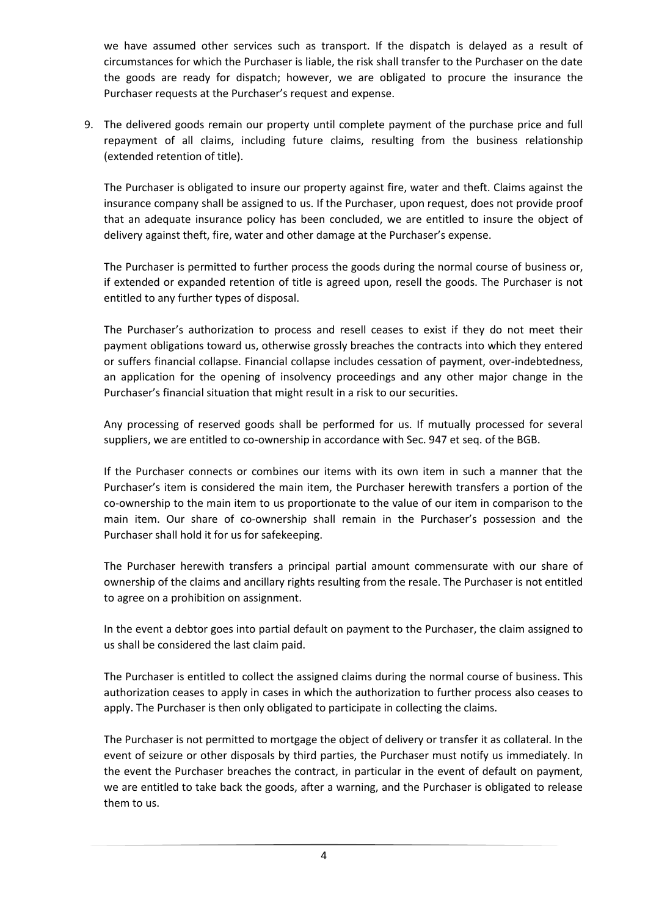we have assumed other services such as transport. If the dispatch is delayed as a result of circumstances for which the Purchaser is liable, the risk shall transfer to the Purchaser on the date the goods are ready for dispatch; however, we are obligated to procure the insurance the Purchaser requests at the Purchaser's request and expense.

9. The delivered goods remain our property until complete payment of the purchase price and full repayment of all claims, including future claims, resulting from the business relationship (extended retention of title).

   The Purchaser is obligated to insure our property against fire, water and theft. Claims against the insurance company shall be assigned to us. If the Purchaser, upon request, does not provide proof that an adequate insurance policy has been concluded, we are entitled to insure the object of delivery against theft, fire, water and other damage at the Purchaser's expense.

   The Purchaser is permitted to further process the goods during the normal course of business or, if extended or expanded retention of title is agreed upon, resell the goods. The Purchaser is not entitled to any further types of disposal.

   The Purchaser's authorization to process and resell ceases to exist if they do not meet their payment obligations toward us, otherwise grossly breaches the contracts into which they entered or suffers financial collapse. Financial collapse includes cessation of payment, over-indebtedness, an application for the opening of insolvency proceedings and any other major change in the Purchaser's financial situation that might result in a risk to our securities.

   Any processing of reserved goods shall be performed for us. If mutually processed for several suppliers, we are entitled to co-ownership in accordance with Sec. 947 et seq. of the BGB.

   If the Purchaser connects or combines our items with its own item in such a manner that the Purchaser's item is considered the main item, the Purchaser herewith transfers a portion of the co-ownership to the main item to us proportionate to the value of our item in comparison to the main item. Our share of co-ownership shall remain in the Purchaser's possession and the Purchaser shall hold it for us for safekeeping.

   The Purchaser herewith transfers a principal partial amount commensurate with our share of ownership of the claims and ancillary rights resulting from the resale. The Purchaser is not entitled to agree on a prohibition on assignment.

   In the event a debtor goes into partial default on payment to the Purchaser, the claim assigned to us shall be considered the last claim paid.

   The Purchaser is entitled to collect the assigned claims during the normal course of business. This authorization ceases to apply in cases in which the authorization to further process also ceases to apply. The Purchaser is then only obligated to participate in collecting the claims.

   The Purchaser is not permitted to mortgage the object of delivery or transfer it as collateral. In the event of seizure or other disposals by third parties, the Purchaser must notify us immediately. In the event the Purchaser breaches the contract, in particular in the event of default on payment, we are entitled to take back the goods, after a warning, and the Purchaser is obligated to release them to us.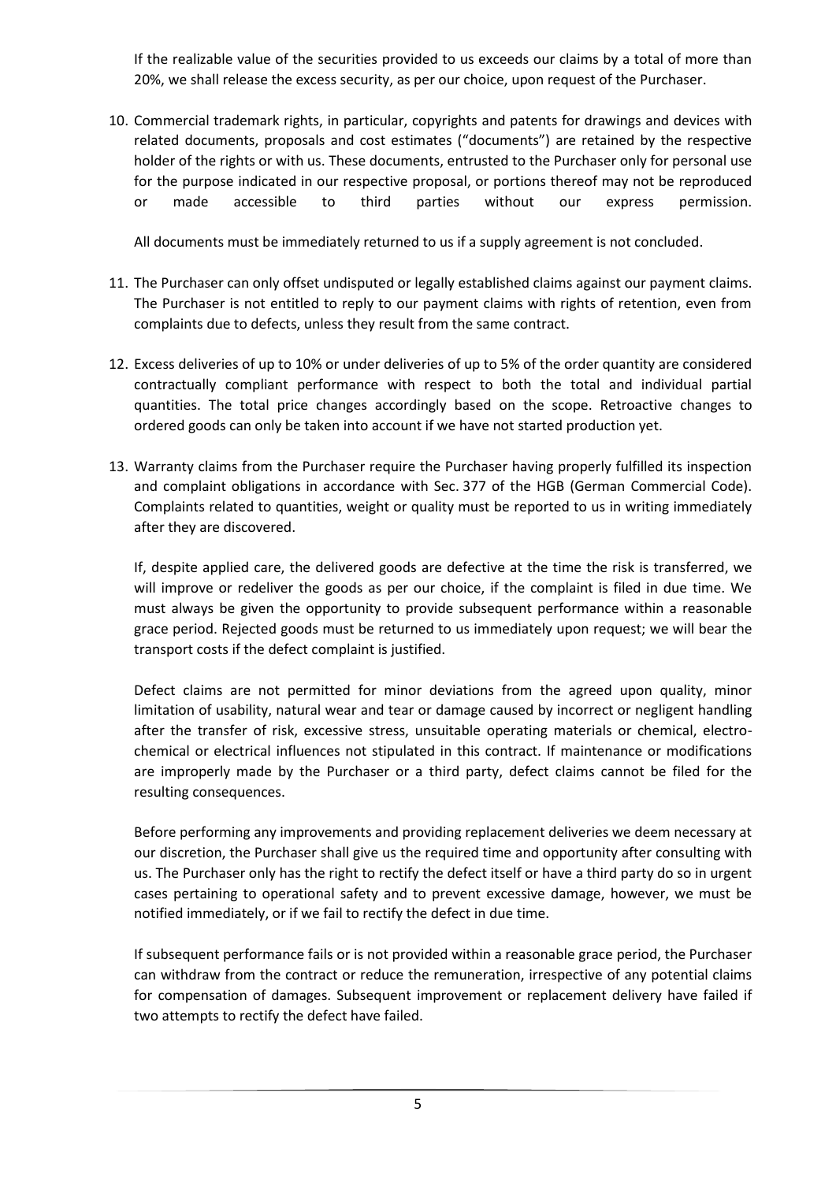If the realizable value of the securities provided to us exceeds our claims by a total of more than 20%, we shall release the excess security, as per our choice, upon request of the Purchaser.

10. Commercial trademark rights, in particular, copyrights and patents for drawings and devices with related documents, proposals and cost estimates ("documents") are retained by the respective holder of the rights or with us. These documents, entrusted to the Purchaser only for personal use for the purpose indicated in our respective proposal, or portions thereof may not be reproduced or made accessible to third parties without our express permission.

    All documents must be immediately returned to us if a supply agreement is not concluded.

11. The Purchaser can only offset undisputed or legally established claims against our payment claims. The Purchaser is not entitled to reply to our payment claims with rights of retention, even from complaints due to defects, unless they result from the same contract.

12. Excess deliveries of up to 10% or under deliveries of up to 5% of the order quantity are considered contractually compliant performance with respect to both the total and individual partial quantities. The total price changes accordingly based on the scope. Retroactive changes to ordered goods can only be taken into account if we have not started production yet.

13. Warranty claims from the Purchaser require the Purchaser having properly fulfilled its inspection and complaint obligations in accordance with Sec. 377 of the HGB (German Commercial Code). Complaints related to quantities, weight or quality must be reported to us in writing immediately after they are discovered.

    If, despite applied care, the delivered goods are defective at the time the risk is transferred, we will improve or redeliver the goods as per our choice, if the complaint is filed in due time. We must always be given the opportunity to provide subsequent performance within a reasonable grace period. Rejected goods must be returned to us immediately upon request; we will bear the transport costs if the defect complaint is justified.

    Defect claims are not permitted for minor deviations from the agreed upon quality, minor limitation of usability, natural wear and tear or damage caused by incorrect or negligent handling after the transfer of risk, excessive stress, unsuitable operating materials or chemical, electro-chemical or electrical influences not stipulated in this contract. If maintenance or modifications are improperly made by the Purchaser or a third party, defect claims cannot be filed for the resulting consequences.

    Before performing any improvements and providing replacement deliveries we deem necessary at our discretion, the Purchaser shall give us the required time and opportunity after consulting with us. The Purchaser only has the right to rectify the defect itself or have a third party do so in urgent cases pertaining to operational safety and to prevent excessive damage, however, we must be notified immediately, or if we fail to rectify the defect in due time.

    If subsequent performance fails or is not provided within a reasonable grace period, the Purchaser can withdraw from the contract or reduce the remuneration, irrespective of any potential claims for compensation of damages. Subsequent improvement or replacement delivery have failed if two attempts to rectify the defect have failed.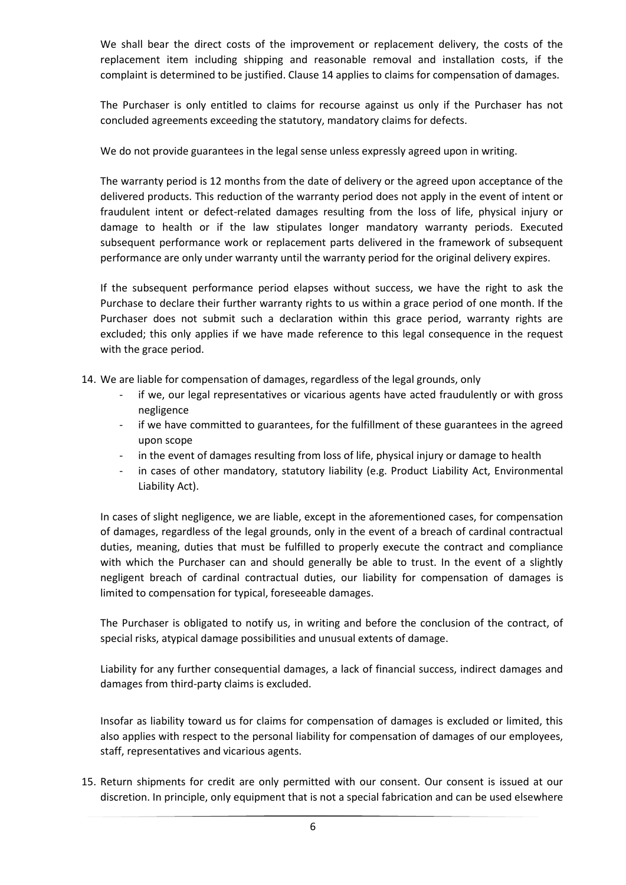We shall bear the direct costs of the improvement or replacement delivery, the costs of the replacement item including shipping and reasonable removal and installation costs, if the complaint is determined to be justified. Clause 14 applies to claims for compensation of damages.

The Purchaser is only entitled to claims for recourse against us only if the Purchaser has not concluded agreements exceeding the statutory, mandatory claims for defects.

We do not provide guarantees in the legal sense unless expressly agreed upon in writing.

The warranty period is 12 months from the date of delivery or the agreed upon acceptance of the delivered products. This reduction of the warranty period does not apply in the event of intent or fraudulent intent or defect-related damages resulting from the loss of life, physical injury or damage to health or if the law stipulates longer mandatory warranty periods. Executed subsequent performance work or replacement parts delivered in the framework of subsequent performance are only under warranty until the warranty period for the original delivery expires.

If the subsequent performance period elapses without success, we have the right to ask the Purchase to declare their further warranty rights to us within a grace period of one month. If the Purchaser does not submit such a declaration within this grace period, warranty rights are excluded; this only applies if we have made reference to this legal consequence in the request with the grace period.

14. We are liable for compensation of damages, regardless of the legal grounds, only
    - if we, our legal representatives or vicarious agents have acted fraudulently or with gross negligence
    - if we have committed to guarantees, for the fulfillment of these guarantees in the agreed upon scope
    - in the event of damages resulting from loss of life, physical injury or damage to health
    - in cases of other mandatory, statutory liability (e.g. Product Liability Act, Environmental Liability Act).

    In cases of slight negligence, we are liable, except in the aforementioned cases, for compensation of damages, regardless of the legal grounds, only in the event of a breach of cardinal contractual duties, meaning, duties that must be fulfilled to properly execute the contract and compliance with which the Purchaser can and should generally be able to trust. In the event of a slightly negligent breach of cardinal contractual duties, our liability for compensation of damages is limited to compensation for typical, foreseeable damages.

    The Purchaser is obligated to notify us, in writing and before the conclusion of the contract, of special risks, atypical damage possibilities and unusual extents of damage.

    Liability for any further consequential damages, a lack of financial success, indirect damages and damages from third-party claims is excluded.

    Insofar as liability toward us for claims for compensation of damages is excluded or limited, this also applies with respect to the personal liability for compensation of damages of our employees, staff, representatives and vicarious agents.

15. Return shipments for credit are only permitted with our consent. Our consent is issued at our discretion. In principle, only equipment that is not a special fabrication and can be used elsewhere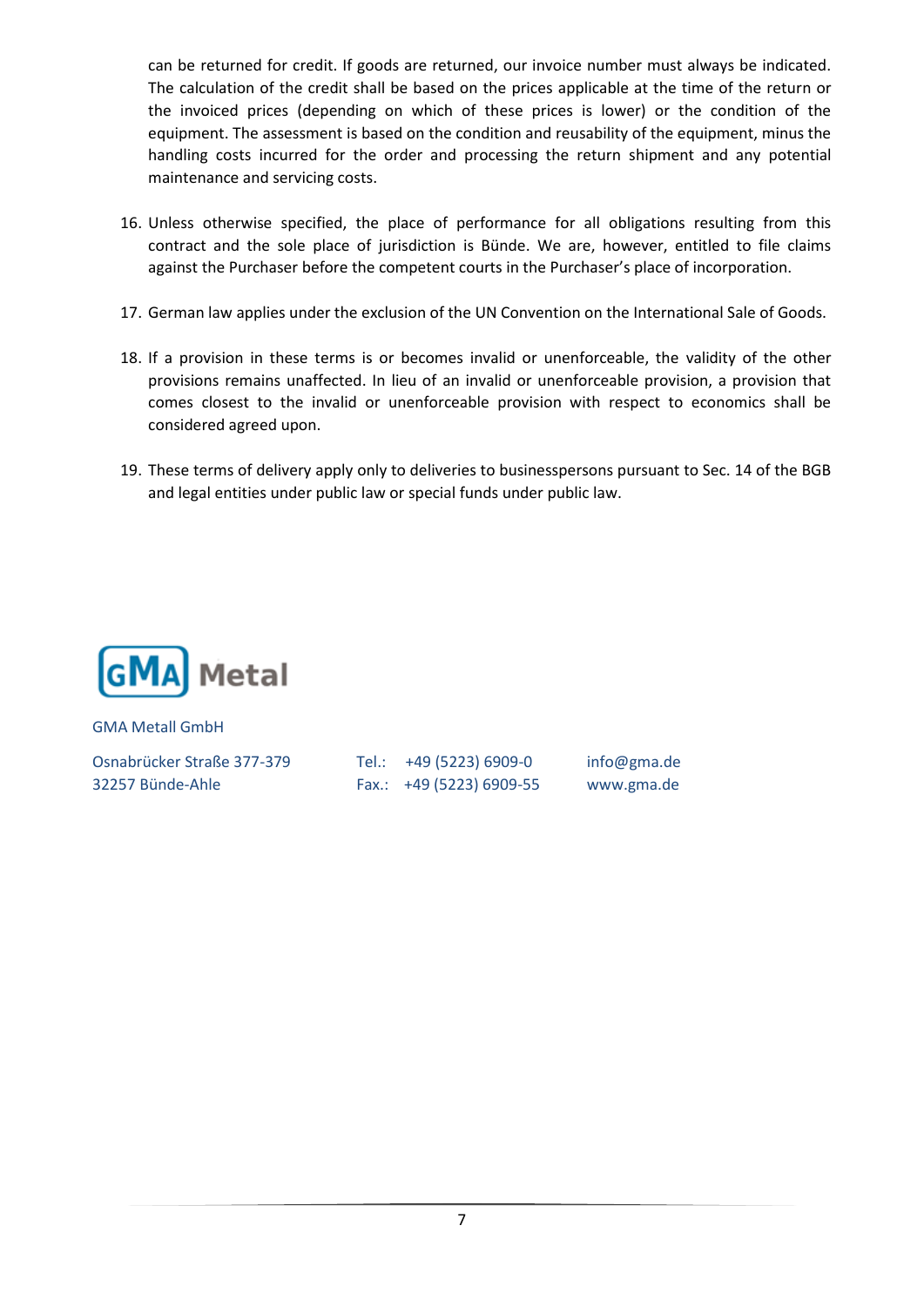can be returned for credit. If goods are returned, our invoice number must always be indicated. The calculation of the credit shall be based on the prices applicable at the time of the return or the invoiced prices (depending on which of these prices is lower) or the condition of the equipment. The assessment is based on the condition and reusability of the equipment, minus the handling costs incurred for the order and processing the return shipment and any potential maintenance and servicing costs.

16. Unless otherwise specified, the place of performance for all obligations resulting from this contract and the sole place of jurisdiction is Bünde. We are, however, entitled to file claims against the Purchaser before the competent courts in the Purchaser's place of incorporation.

17. German law applies under the exclusion of the UN Convention on the International Sale of Goods.

18. If a provision in these terms is or becomes invalid or unenforceable, the validity of the other provisions remains unaffected. In lieu of an invalid or unenforceable provision, a provision that comes closest to the invalid or unenforceable provision with respect to economics shall be considered agreed upon.

19. These terms of delivery apply only to deliveries to businesspersons pursuant to Sec. 14 of the BGB and legal entities under public law or special funds under public law.

GMA Metal

GMA Metall GmbH

Osnabrücker Straße 377-379
32257 Bünde-Ahle

Tel.: +49 (5223) 6909-0
Fax.: +49 (5223) 6909-55

info@gma.de
www.gma.de